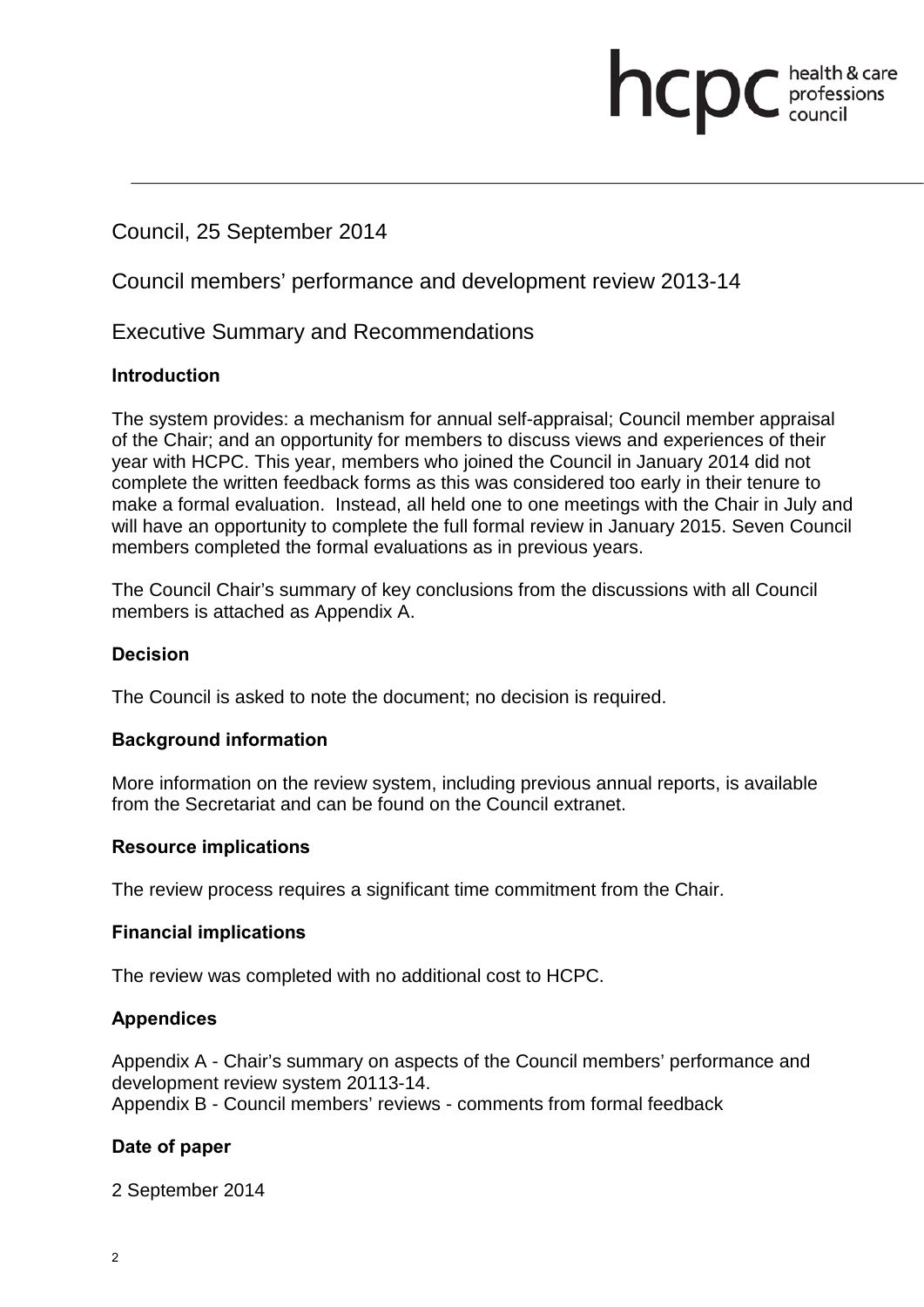Council, 25 September 2014

# Council members' performance and development review 2013-14

## Executive Summary and Recommendations

### Introduction

The system provides: a mechanism for annual self-appraisal; Council member appraisal of the Chair; and an opportunity for members to discuss views and experiences of their year with HCPC. This year, members who joined the Council in January 2014 did not complete the written feedback forms as this was considered too early in their tenure to make a formal evaluation. Instead, all held one to one meetings with the Chair in July and will have an opportunity to complete the full formal review in January 2015. Seven Council members completed the formal evaluations as in previous years.

The Council Chair's summary of key conclusions from the discussions with all Council members is attached as Appendix A.

### Decision

The Council is asked to note the document; no decision is required.

### Background information

More information on the review system, including previous annual reports, is available from the Secretariat and can be found on the Council extranet.

### Resource implications

The review process requires a significant time commitment from the Chair.

### Financial implications

The review was completed with no additional cost to HCPC.

### Appendices

Appendix A - Chair's summary on aspects of the Council members' performance and development review system 20113-14.
Appendix B - Council members' reviews - comments from formal feedback

### Date of paper

2 September 2014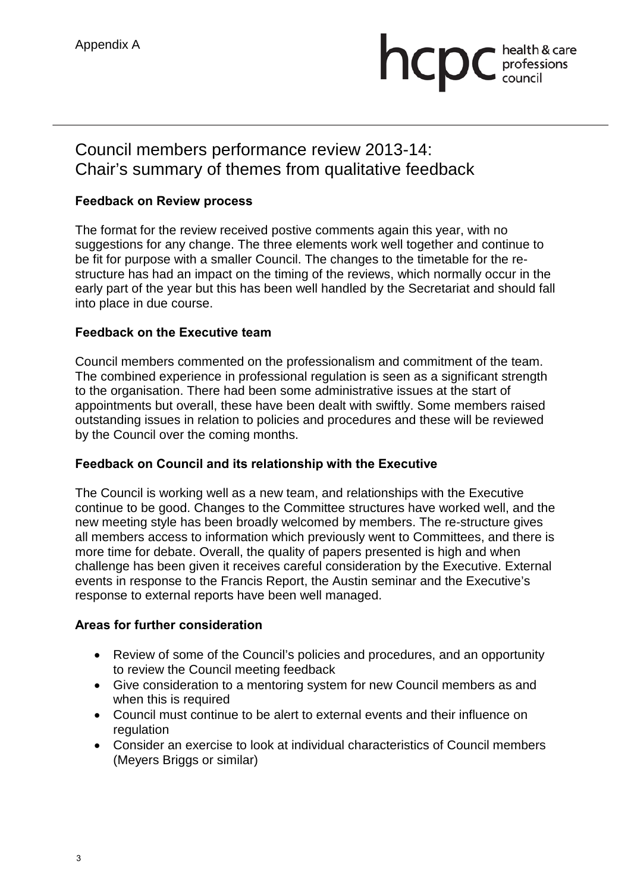Appendix A

# Council members performance review 2013-14: Chair's summary of themes from qualitative feedback

**Feedback on Review process**

The format for the review received postive comments again this year, with no suggestions for any change. The three elements work well together and continue to be fit for purpose with a smaller Council. The changes to the timetable for the re-structure has had an impact on the timing of the reviews, which normally occur in the early part of the year but this has been well handled by the Secretariat and should fall into place in due course.

**Feedback on the Executive team**

Council members commented on the professionalism and commitment of the team. The combined experience in professional regulation is seen as a significant strength to the organisation. There had been some administrative issues at the start of appointments but overall, these have been dealt with swiftly. Some members raised outstanding issues in relation to policies and procedures and these will be reviewed by the Council over the coming months.

**Feedback on Council and its relationship with the Executive**

The Council is working well as a new team, and relationships with the Executive continue to be good. Changes to the Committee structures have worked well, and the new meeting style has been broadly welcomed by members. The re-structure gives all members access to information which previously went to Committees, and there is more time for debate. Overall, the quality of papers presented is high and when challenge has been given it receives careful consideration by the Executive. External events in response to the Francis Report, the Austin seminar and the Executive's response to external reports have been well managed.

**Areas for further consideration**

- Review of some of the Council's policies and procedures, and an opportunity to review the Council meeting feedback
- Give consideration to a mentoring system for new Council members as and when this is required
- Council must continue to be alert to external events and their influence on regulation
- Consider an exercise to look at individual characteristics of Council members (Meyers Briggs or similar)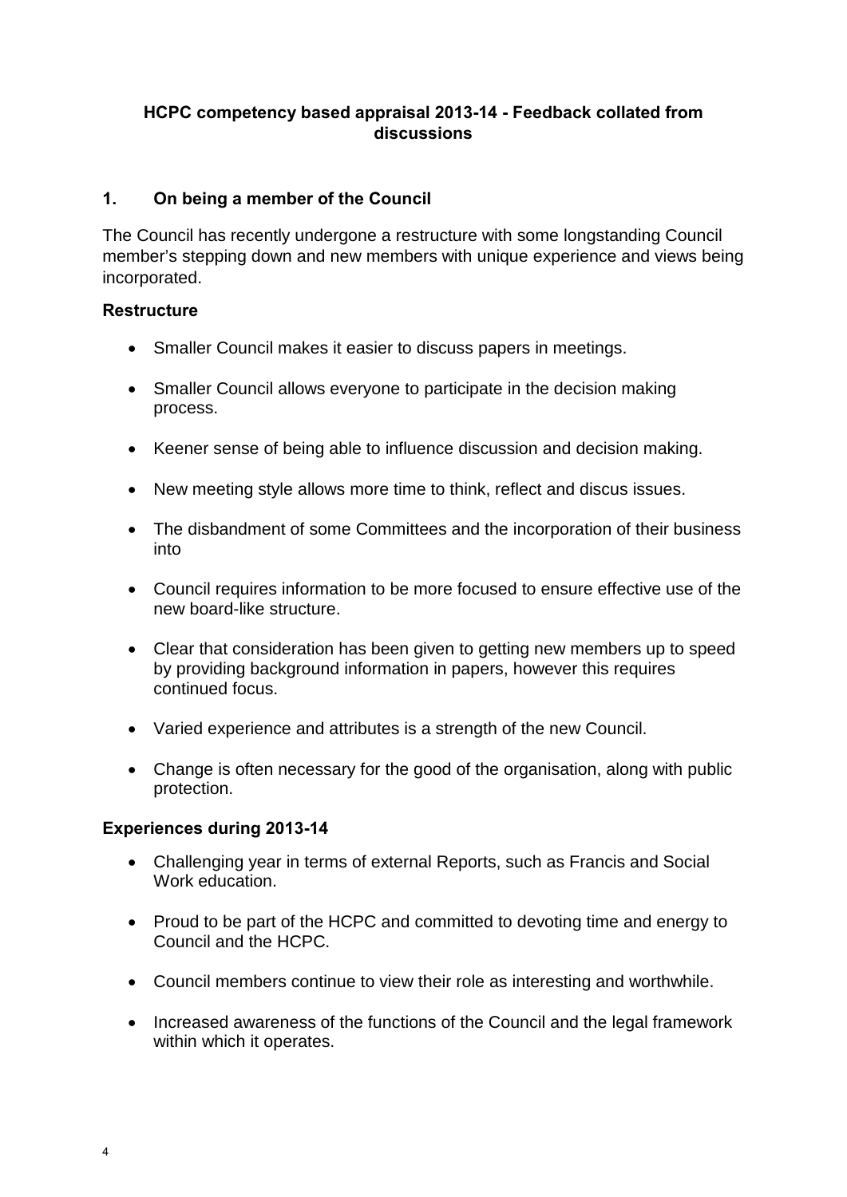**HCPC competency based appraisal 2013-14 - Feedback collated from discussions**

## 1. On being a member of the Council

The Council has recently undergone a restructure with some longstanding Council member's stepping down and new members with unique experience and views being incorporated.

### Restructure

- Smaller Council makes it easier to discuss papers in meetings.
- Smaller Council allows everyone to participate in the decision making process.
- Keener sense of being able to influence discussion and decision making.
- New meeting style allows more time to think, reflect and discus issues.
- The disbandment of some Committees and the incorporation of their business into
- Council requires information to be more focused to ensure effective use of the new board-like structure.
- Clear that consideration has been given to getting new members up to speed by providing background information in papers, however this requires continued focus.
- Varied experience and attributes is a strength of the new Council.
- Change is often necessary for the good of the organisation, along with public protection.

### Experiences during 2013-14

- Challenging year in terms of external Reports, such as Francis and Social Work education.
- Proud to be part of the HCPC and committed to devoting time and energy to Council and the HCPC.
- Council members continue to view their role as interesting and worthwhile.
- Increased awareness of the functions of the Council and the legal framework within which it operates.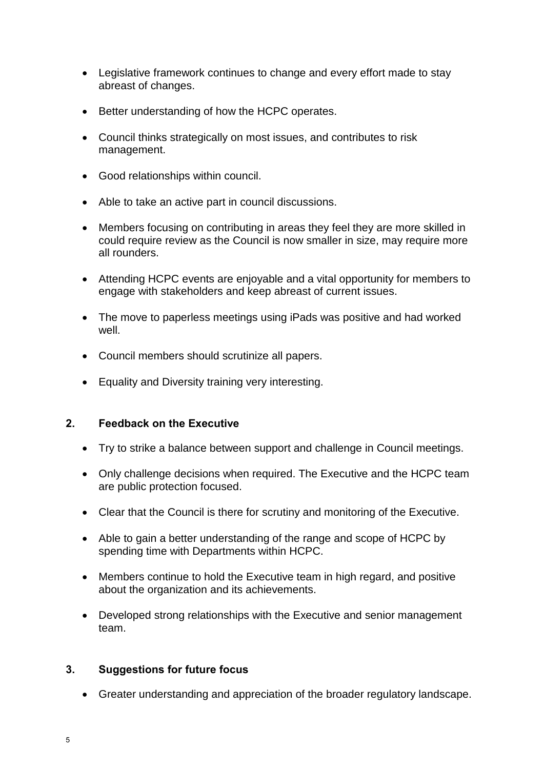- Legislative framework continues to change and every effort made to stay abreast of changes.
- Better understanding of how the HCPC operates.
- Council thinks strategically on most issues, and contributes to risk management.
- Good relationships within council.
- Able to take an active part in council discussions.
- Members focusing on contributing in areas they feel they are more skilled in could require review as the Council is now smaller in size, may require more all rounders.
- Attending HCPC events are enjoyable and a vital opportunity for members to engage with stakeholders and keep abreast of current issues.
- The move to paperless meetings using iPads was positive and had worked well.
- Council members should scrutinize all papers.
- Equality and Diversity training very interesting.

## 2. Feedback on the Executive

- Try to strike a balance between support and challenge in Council meetings.
- Only challenge decisions when required. The Executive and the HCPC team are public protection focused.
- Clear that the Council is there for scrutiny and monitoring of the Executive.
- Able to gain a better understanding of the range and scope of HCPC by spending time with Departments within HCPC.
- Members continue to hold the Executive team in high regard, and positive about the organization and its achievements.
- Developed strong relationships with the Executive and senior management team.

## 3. Suggestions for future focus

- Greater understanding and appreciation of the broader regulatory landscape.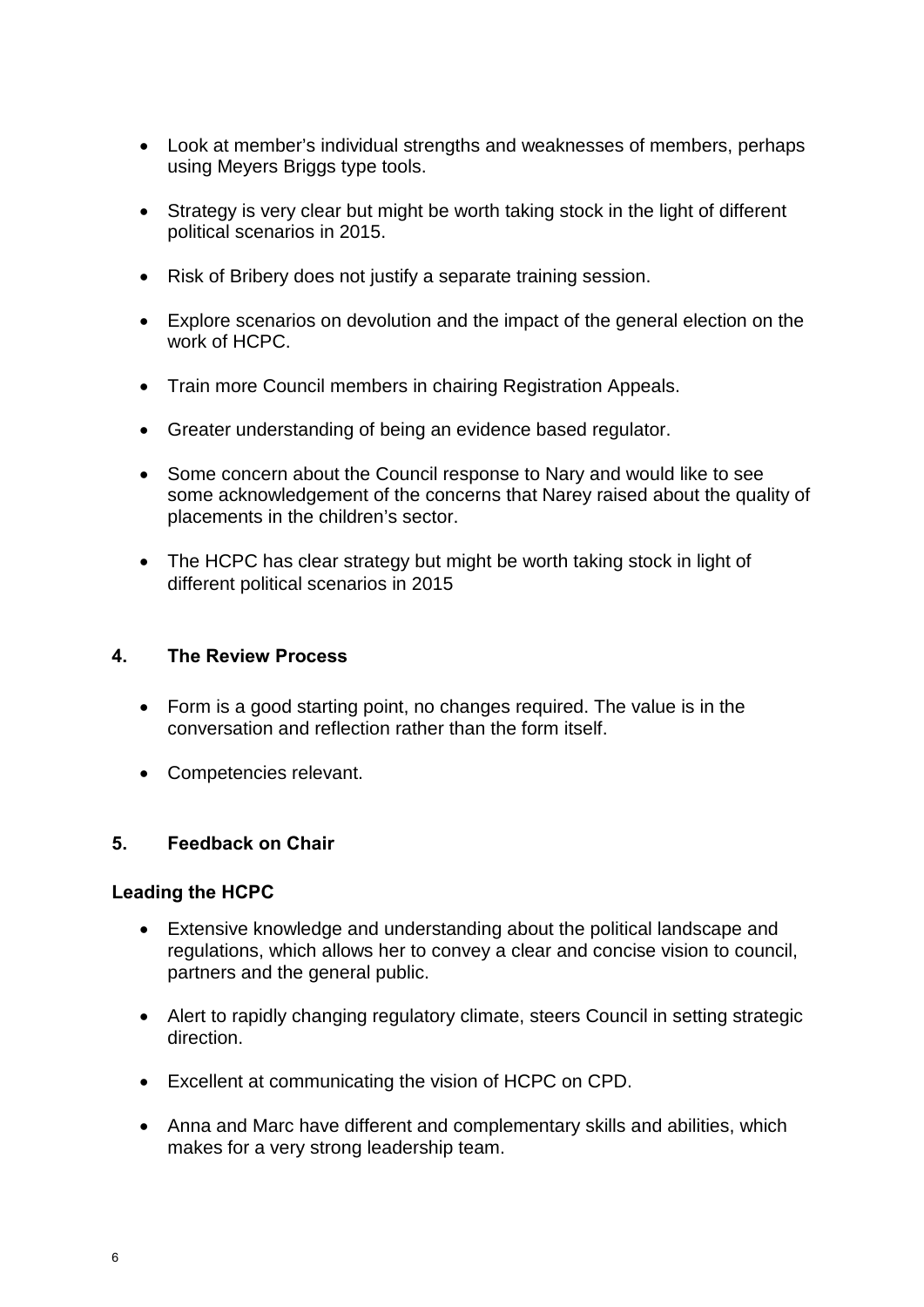- Look at member's individual strengths and weaknesses of members, perhaps using Meyers Briggs type tools.

- Strategy is very clear but might be worth taking stock in the light of different political scenarios in 2015.

- Risk of Bribery does not justify a separate training session.

- Explore scenarios on devolution and the impact of the general election on the work of HCPC.

- Train more Council members in chairing Registration Appeals.

- Greater understanding of being an evidence based regulator.

- Some concern about the Council response to Nary and would like to see some acknowledgement of the concerns that Narey raised about the quality of placements in the children's sector.

- The HCPC has clear strategy but might be worth taking stock in light of different political scenarios in 2015

## 4. The Review Process

- Form is a good starting point, no changes required. The value is in the conversation and reflection rather than the form itself.

- Competencies relevant.

## 5. Feedback on Chair

### Leading the HCPC

- Extensive knowledge and understanding about the political landscape and regulations, which allows her to convey a clear and concise vision to council, partners and the general public.

- Alert to rapidly changing regulatory climate, steers Council in setting strategic direction.

- Excellent at communicating the vision of HCPC on CPD.

- Anna and Marc have different and complementary skills and abilities, which makes for a very strong leadership team.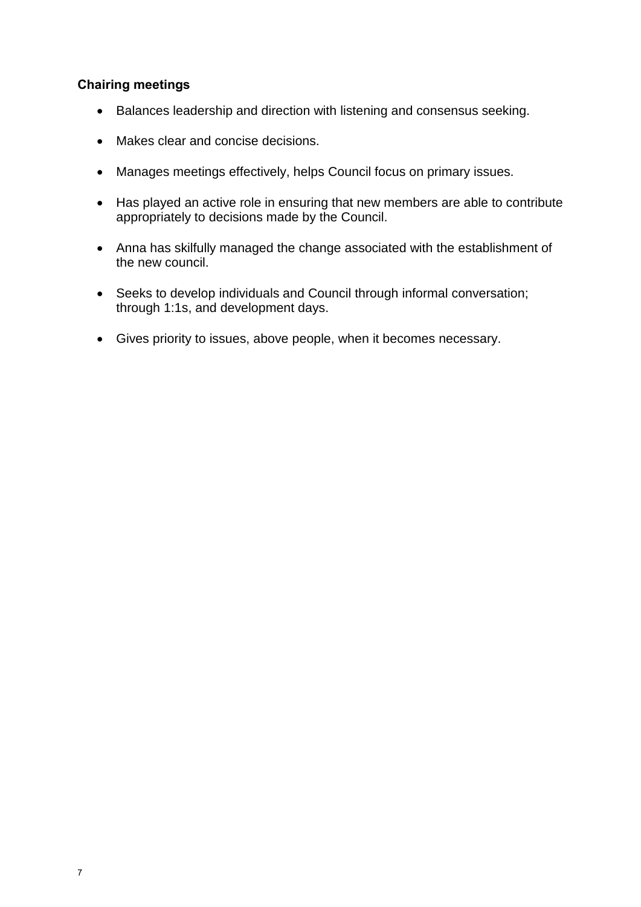**Chairing meetings**

- Balances leadership and direction with listening and consensus seeking.
- Makes clear and concise decisions.
- Manages meetings effectively, helps Council focus on primary issues.
- Has played an active role in ensuring that new members are able to contribute appropriately to decisions made by the Council.
- Anna has skilfully managed the change associated with the establishment of the new council.
- Seeks to develop individuals and Council through informal conversation; through 1:1s, and development days.
- Gives priority to issues, above people, when it becomes necessary.